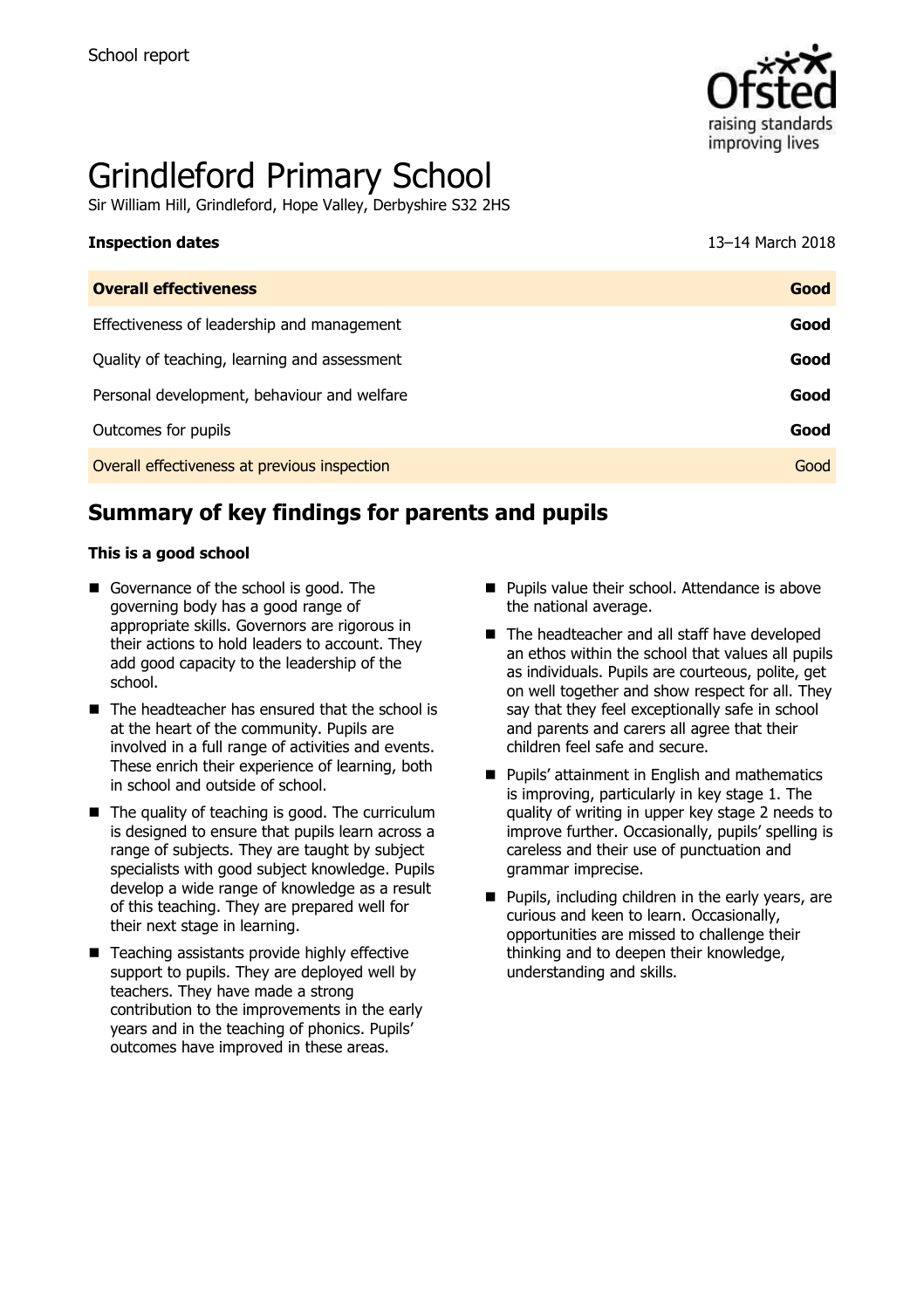School report

# Grindleford Primary School

Sir William Hill, Grindleford, Hope Valley, Derbyshire S32 2HS

**Inspection dates** 13–14 March 2018

| **Overall effectiveness** | **Good** |
|---|---|
| Effectiveness of leadership and management | **Good** |
| Quality of teaching, learning and assessment | **Good** |
| Personal development, behaviour and welfare | **Good** |
| Outcomes for pupils | **Good** |
| Overall effectiveness at previous inspection | Good |

## Summary of key findings for parents and pupils

**This is a good school**

- Governance of the school is good. The governing body has a good range of appropriate skills. Governors are rigorous in their actions to hold leaders to account. They add good capacity to the leadership of the school.
- The headteacher has ensured that the school is at the heart of the community. Pupils are involved in a full range of activities and events. These enrich their experience of learning, both in school and outside of school.
- The quality of teaching is good. The curriculum is designed to ensure that pupils learn across a range of subjects. They are taught by subject specialists with good subject knowledge. Pupils develop a wide range of knowledge as a result of this teaching. They are prepared well for their next stage in learning.
- Teaching assistants provide highly effective support to pupils. They are deployed well by teachers. They have made a strong contribution to the improvements in the early years and in the teaching of phonics. Pupils' outcomes have improved in these areas.
- Pupils value their school. Attendance is above the national average.
- The headteacher and all staff have developed an ethos within the school that values all pupils as individuals. Pupils are courteous, polite, get on well together and show respect for all. They say that they feel exceptionally safe in school and parents and carers all agree that their children feel safe and secure.
- Pupils' attainment in English and mathematics is improving, particularly in key stage 1. The quality of writing in upper key stage 2 needs to improve further. Occasionally, pupils' spelling is careless and their use of punctuation and grammar imprecise.
- Pupils, including children in the early years, are curious and keen to learn. Occasionally, opportunities are missed to challenge their thinking and to deepen their knowledge, understanding and skills.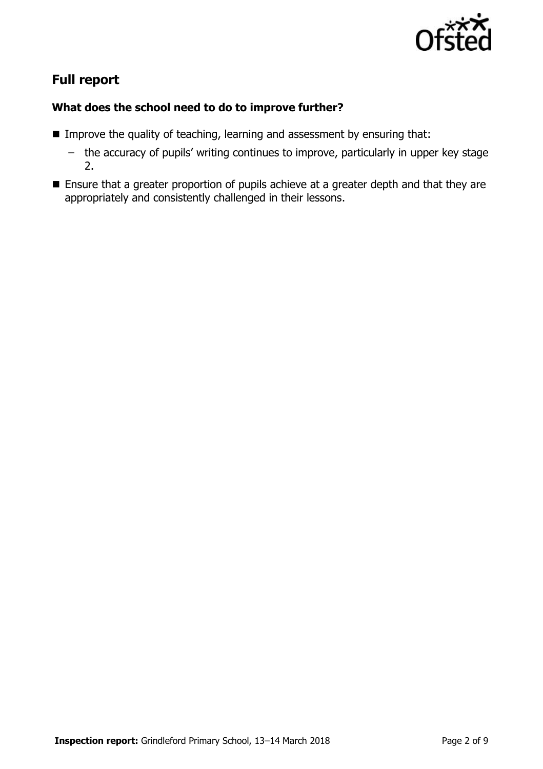## Full report

### What does the school need to do to improve further?

- Improve the quality of teaching, learning and assessment by ensuring that:
  - the accuracy of pupils' writing continues to improve, particularly in upper key stage 2.
- Ensure that a greater proportion of pupils achieve at a greater depth and that they are appropriately and consistently challenged in their lessons.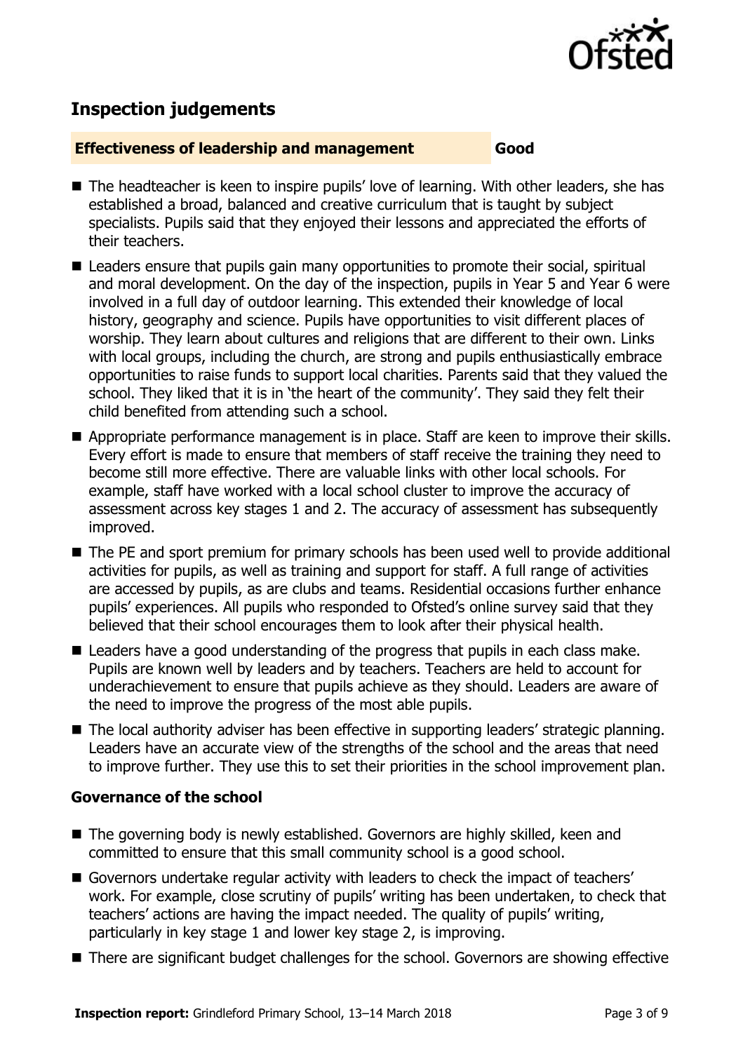## Inspection judgements

**Effectiveness of leadership and management** **Good**

- The headteacher is keen to inspire pupils' love of learning. With other leaders, she has established a broad, balanced and creative curriculum that is taught by subject specialists. Pupils said that they enjoyed their lessons and appreciated the efforts of their teachers.
- Leaders ensure that pupils gain many opportunities to promote their social, spiritual and moral development. On the day of the inspection, pupils in Year 5 and Year 6 were involved in a full day of outdoor learning. This extended their knowledge of local history, geography and science. Pupils have opportunities to visit different places of worship. They learn about cultures and religions that are different to their own. Links with local groups, including the church, are strong and pupils enthusiastically embrace opportunities to raise funds to support local charities. Parents said that they valued the school. They liked that it is in 'the heart of the community'. They said they felt their child benefited from attending such a school.
- Appropriate performance management is in place. Staff are keen to improve their skills. Every effort is made to ensure that members of staff receive the training they need to become still more effective. There are valuable links with other local schools. For example, staff have worked with a local school cluster to improve the accuracy of assessment across key stages 1 and 2. The accuracy of assessment has subsequently improved.
- The PE and sport premium for primary schools has been used well to provide additional activities for pupils, as well as training and support for staff. A full range of activities are accessed by pupils, as are clubs and teams. Residential occasions further enhance pupils' experiences. All pupils who responded to Ofsted's online survey said that they believed that their school encourages them to look after their physical health.
- Leaders have a good understanding of the progress that pupils in each class make. Pupils are known well by leaders and by teachers. Teachers are held to account for underachievement to ensure that pupils achieve as they should. Leaders are aware of the need to improve the progress of the most able pupils.
- The local authority adviser has been effective in supporting leaders' strategic planning. Leaders have an accurate view of the strengths of the school and the areas that need to improve further. They use this to set their priorities in the school improvement plan.

### Governance of the school

- The governing body is newly established. Governors are highly skilled, keen and committed to ensure that this small community school is a good school.
- Governors undertake regular activity with leaders to check the impact of teachers' work. For example, close scrutiny of pupils' writing has been undertaken, to check that teachers' actions are having the impact needed. The quality of pupils' writing, particularly in key stage 1 and lower key stage 2, is improving.
- There are significant budget challenges for the school. Governors are showing effective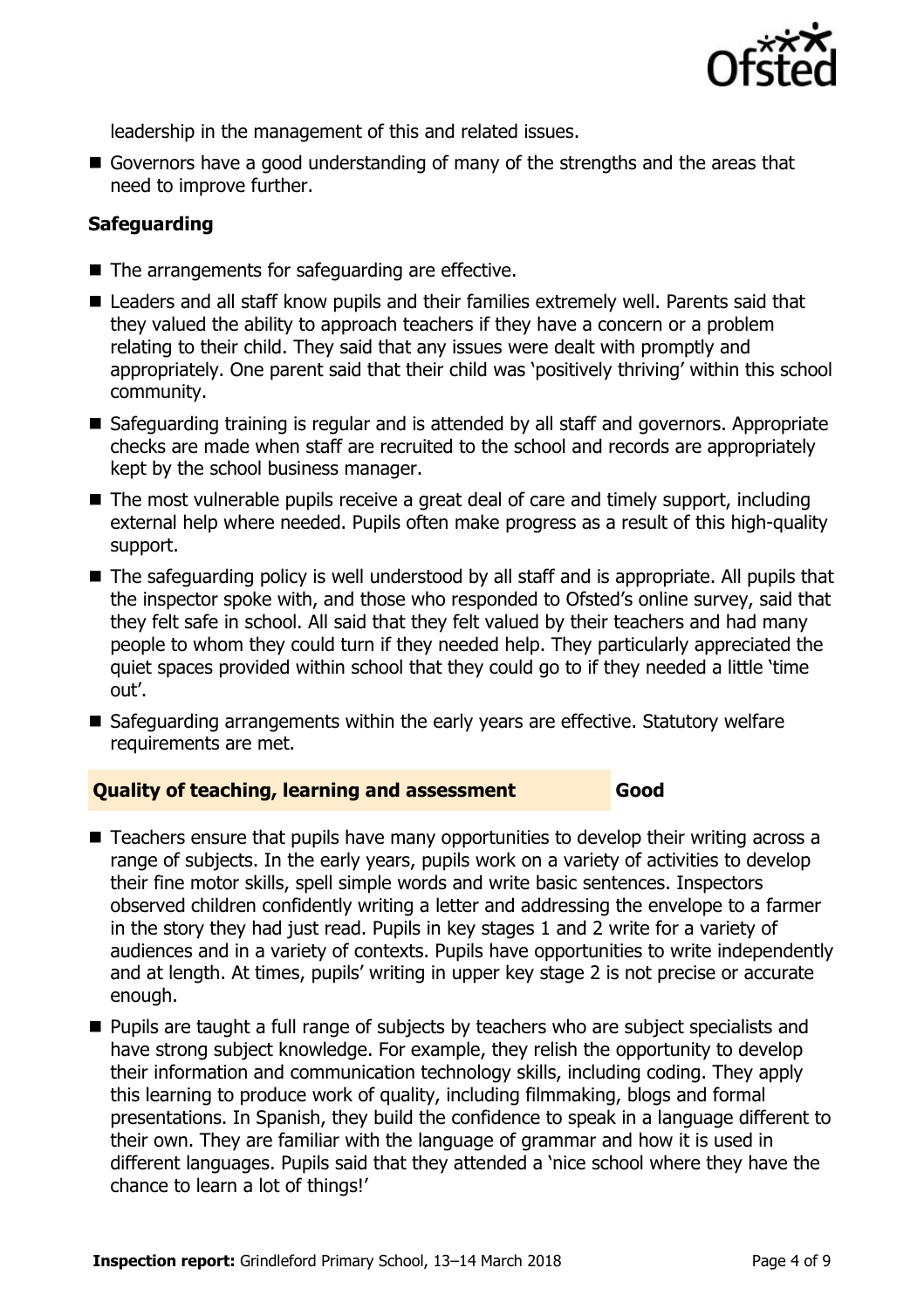leadership in the management of this and related issues.

- Governors have a good understanding of many of the strengths and the areas that need to improve further.

### Safeguarding

- The arrangements for safeguarding are effective.
- Leaders and all staff know pupils and their families extremely well. Parents said that they valued the ability to approach teachers if they have a concern or a problem relating to their child. They said that any issues were dealt with promptly and appropriately. One parent said that their child was 'positively thriving' within this school community.
- Safeguarding training is regular and is attended by all staff and governors. Appropriate checks are made when staff are recruited to the school and records are appropriately kept by the school business manager.
- The most vulnerable pupils receive a great deal of care and timely support, including external help where needed. Pupils often make progress as a result of this high-quality support.
- The safeguarding policy is well understood by all staff and is appropriate. All pupils that the inspector spoke with, and those who responded to Ofsted's online survey, said that they felt safe in school. All said that they felt valued by their teachers and had many people to whom they could turn if they needed help. They particularly appreciated the quiet spaces provided within school that they could go to if they needed a little 'time out'.
- Safeguarding arrangements within the early years are effective. Statutory welfare requirements are met.

### Quality of teaching, learning and assessment — Good

- Teachers ensure that pupils have many opportunities to develop their writing across a range of subjects. In the early years, pupils work on a variety of activities to develop their fine motor skills, spell simple words and write basic sentences. Inspectors observed children confidently writing a letter and addressing the envelope to a farmer in the story they had just read. Pupils in key stages 1 and 2 write for a variety of audiences and in a variety of contexts. Pupils have opportunities to write independently and at length. At times, pupils' writing in upper key stage 2 is not precise or accurate enough.
- Pupils are taught a full range of subjects by teachers who are subject specialists and have strong subject knowledge. For example, they relish the opportunity to develop their information and communication technology skills, including coding. They apply this learning to produce work of quality, including filmmaking, blogs and formal presentations. In Spanish, they build the confidence to speak in a language different to their own. They are familiar with the language of grammar and how it is used in different languages. Pupils said that they attended a 'nice school where they have the chance to learn a lot of things!'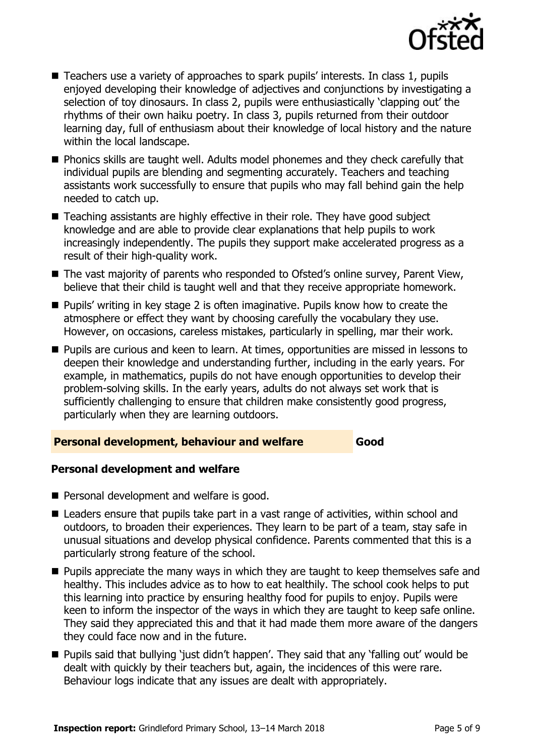- Teachers use a variety of approaches to spark pupils' interests. In class 1, pupils enjoyed developing their knowledge of adjectives and conjunctions by investigating a selection of toy dinosaurs. In class 2, pupils were enthusiastically 'clapping out' the rhythms of their own haiku poetry. In class 3, pupils returned from their outdoor learning day, full of enthusiasm about their knowledge of local history and the nature within the local landscape.
- Phonics skills are taught well. Adults model phonemes and they check carefully that individual pupils are blending and segmenting accurately. Teachers and teaching assistants work successfully to ensure that pupils who may fall behind gain the help needed to catch up.
- Teaching assistants are highly effective in their role. They have good subject knowledge and are able to provide clear explanations that help pupils to work increasingly independently. The pupils they support make accelerated progress as a result of their high-quality work.
- The vast majority of parents who responded to Ofsted's online survey, Parent View, believe that their child is taught well and that they receive appropriate homework.
- Pupils' writing in key stage 2 is often imaginative. Pupils know how to create the atmosphere or effect they want by choosing carefully the vocabulary they use. However, on occasions, careless mistakes, particularly in spelling, mar their work.
- Pupils are curious and keen to learn. At times, opportunities are missed in lessons to deepen their knowledge and understanding further, including in the early years. For example, in mathematics, pupils do not have enough opportunities to develop their problem-solving skills. In the early years, adults do not always set work that is sufficiently challenging to ensure that children make consistently good progress, particularly when they are learning outdoors.

## Personal development, behaviour and welfare — Good

### Personal development and welfare

- Personal development and welfare is good.
- Leaders ensure that pupils take part in a vast range of activities, within school and outdoors, to broaden their experiences. They learn to be part of a team, stay safe in unusual situations and develop physical confidence. Parents commented that this is a particularly strong feature of the school.
- Pupils appreciate the many ways in which they are taught to keep themselves safe and healthy. This includes advice as to how to eat healthily. The school cook helps to put this learning into practice by ensuring healthy food for pupils to enjoy. Pupils were keen to inform the inspector of the ways in which they are taught to keep safe online. They said they appreciated this and that it had made them more aware of the dangers they could face now and in the future.
- Pupils said that bullying 'just didn't happen'. They said that any 'falling out' would be dealt with quickly by their teachers but, again, the incidences of this were rare. Behaviour logs indicate that any issues are dealt with appropriately.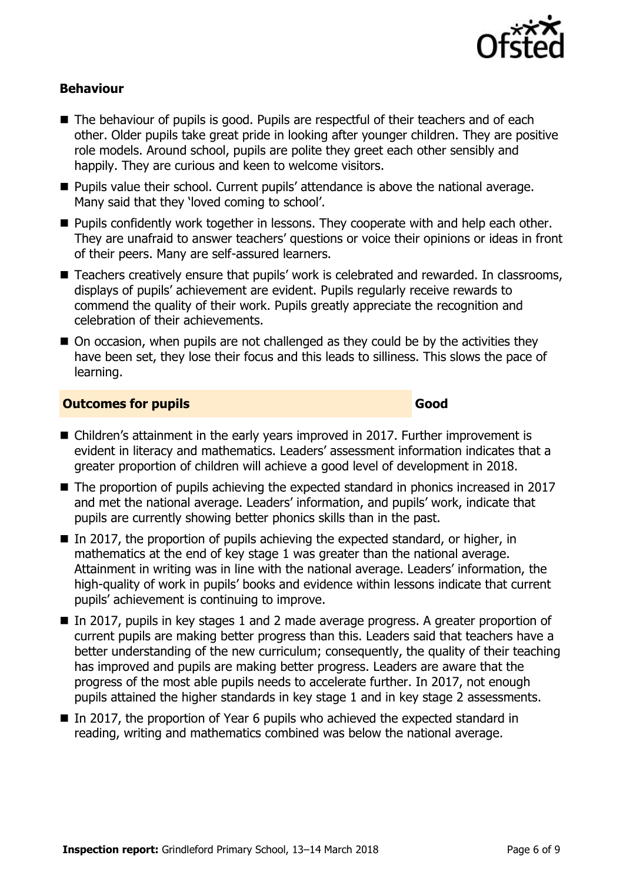### Behaviour

- The behaviour of pupils is good. Pupils are respectful of their teachers and of each other. Older pupils take great pride in looking after younger children. They are positive role models. Around school, pupils are polite they greet each other sensibly and happily. They are curious and keen to welcome visitors.
- Pupils value their school. Current pupils' attendance is above the national average. Many said that they 'loved coming to school'.
- Pupils confidently work together in lessons. They cooperate with and help each other. They are unafraid to answer teachers' questions or voice their opinions or ideas in front of their peers. Many are self-assured learners.
- Teachers creatively ensure that pupils' work is celebrated and rewarded. In classrooms, displays of pupils' achievement are evident. Pupils regularly receive rewards to commend the quality of their work. Pupils greatly appreciate the recognition and celebration of their achievements.
- On occasion, when pupils are not challenged as they could be by the activities they have been set, they lose their focus and this leads to silliness. This slows the pace of learning.

## Outcomes for pupils — Good

- Children's attainment in the early years improved in 2017. Further improvement is evident in literacy and mathematics. Leaders' assessment information indicates that a greater proportion of children will achieve a good level of development in 2018.
- The proportion of pupils achieving the expected standard in phonics increased in 2017 and met the national average. Leaders' information, and pupils' work, indicate that pupils are currently showing better phonics skills than in the past.
- In 2017, the proportion of pupils achieving the expected standard, or higher, in mathematics at the end of key stage 1 was greater than the national average. Attainment in writing was in line with the national average. Leaders' information, the high-quality of work in pupils' books and evidence within lessons indicate that current pupils' achievement is continuing to improve.
- In 2017, pupils in key stages 1 and 2 made average progress. A greater proportion of current pupils are making better progress than this. Leaders said that teachers have a better understanding of the new curriculum; consequently, the quality of their teaching has improved and pupils are making better progress. Leaders are aware that the progress of the most able pupils needs to accelerate further. In 2017, not enough pupils attained the higher standards in key stage 1 and in key stage 2 assessments.
- In 2017, the proportion of Year 6 pupils who achieved the expected standard in reading, writing and mathematics combined was below the national average.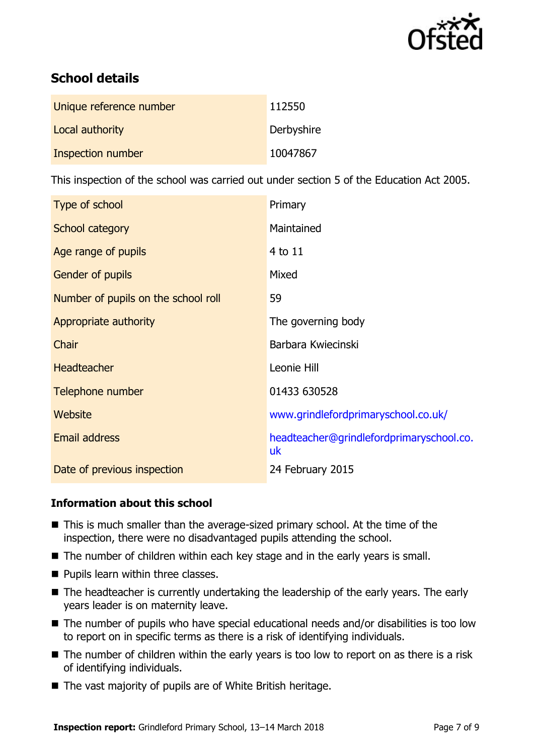## School details

| | |
|---|---|
| Unique reference number | 112550 |
| Local authority | Derbyshire |
| Inspection number | 10047867 |

This inspection of the school was carried out under section 5 of the Education Act 2005.

| | |
|---|---|
| Type of school | Primary |
| School category | Maintained |
| Age range of pupils | 4 to 11 |
| Gender of pupils | Mixed |
| Number of pupils on the school roll | 59 |
| Appropriate authority | The governing body |
| Chair | Barbara Kwiecinski |
| Headteacher | Leonie Hill |
| Telephone number | 01433 630528 |
| Website | www.grindlefordprimaryschool.co.uk/ |
| Email address | headteacher@grindlefordprimaryschool.co.uk |
| Date of previous inspection | 24 February 2015 |

### Information about this school

- This is much smaller than the average-sized primary school. At the time of the inspection, there were no disadvantaged pupils attending the school.
- The number of children within each key stage and in the early years is small.
- Pupils learn within three classes.
- The headteacher is currently undertaking the leadership of the early years. The early years leader is on maternity leave.
- The number of pupils who have special educational needs and/or disabilities is too low to report on in specific terms as there is a risk of identifying individuals.
- The number of children within the early years is too low to report on as there is a risk of identifying individuals.
- The vast majority of pupils are of White British heritage.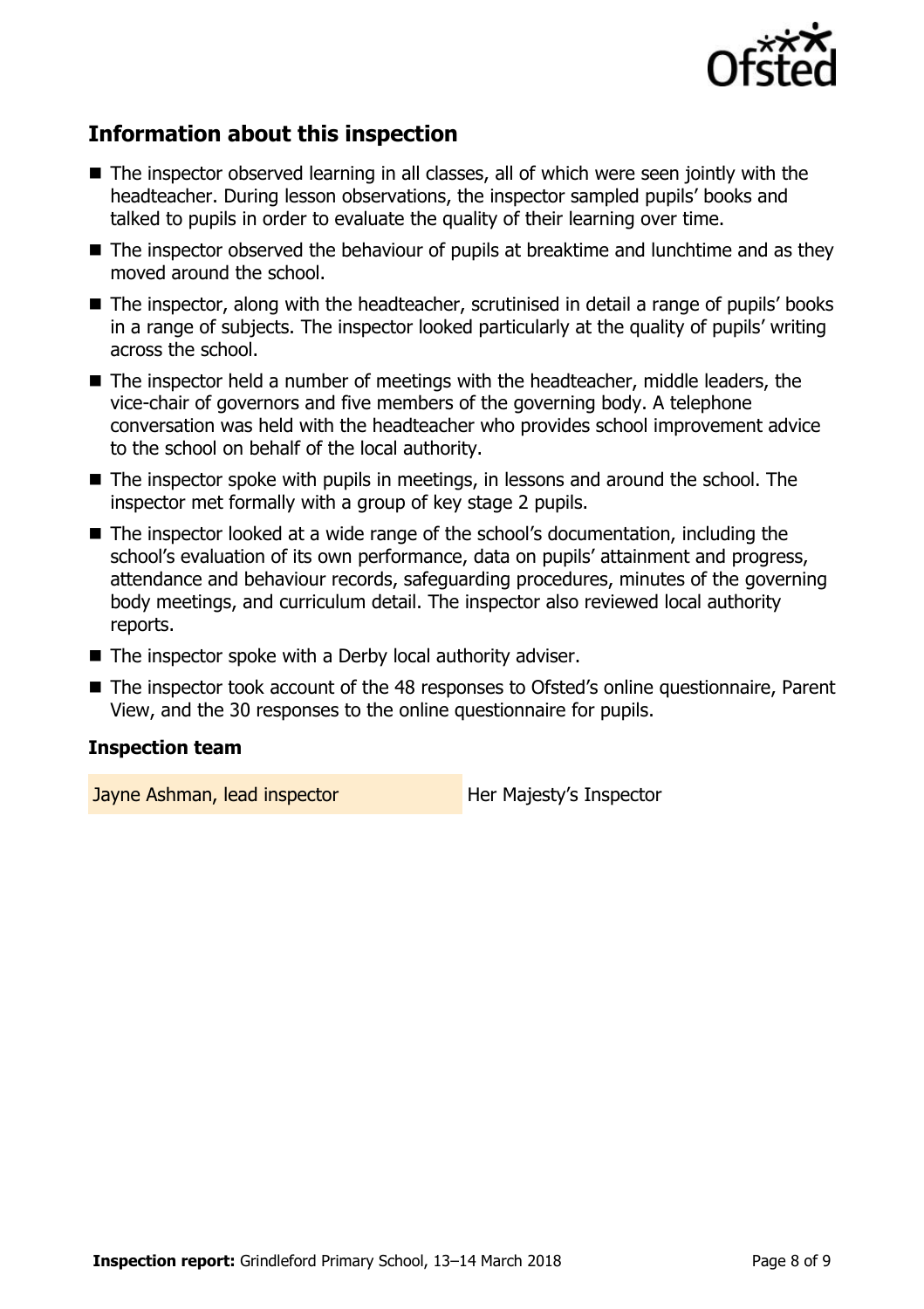## Information about this inspection

- The inspector observed learning in all classes, all of which were seen jointly with the headteacher. During lesson observations, the inspector sampled pupils' books and talked to pupils in order to evaluate the quality of their learning over time.
- The inspector observed the behaviour of pupils at breaktime and lunchtime and as they moved around the school.
- The inspector, along with the headteacher, scrutinised in detail a range of pupils' books in a range of subjects. The inspector looked particularly at the quality of pupils' writing across the school.
- The inspector held a number of meetings with the headteacher, middle leaders, the vice-chair of governors and five members of the governing body. A telephone conversation was held with the headteacher who provides school improvement advice to the school on behalf of the local authority.
- The inspector spoke with pupils in meetings, in lessons and around the school. The inspector met formally with a group of key stage 2 pupils.
- The inspector looked at a wide range of the school's documentation, including the school's evaluation of its own performance, data on pupils' attainment and progress, attendance and behaviour records, safeguarding procedures, minutes of the governing body meetings, and curriculum detail. The inspector also reviewed local authority reports.
- The inspector spoke with a Derby local authority adviser.
- The inspector took account of the 48 responses to Ofsted's online questionnaire, Parent View, and the 30 responses to the online questionnaire for pupils.

### Inspection team

| | |
|---|---|
| Jayne Ashman, lead inspector | Her Majesty's Inspector |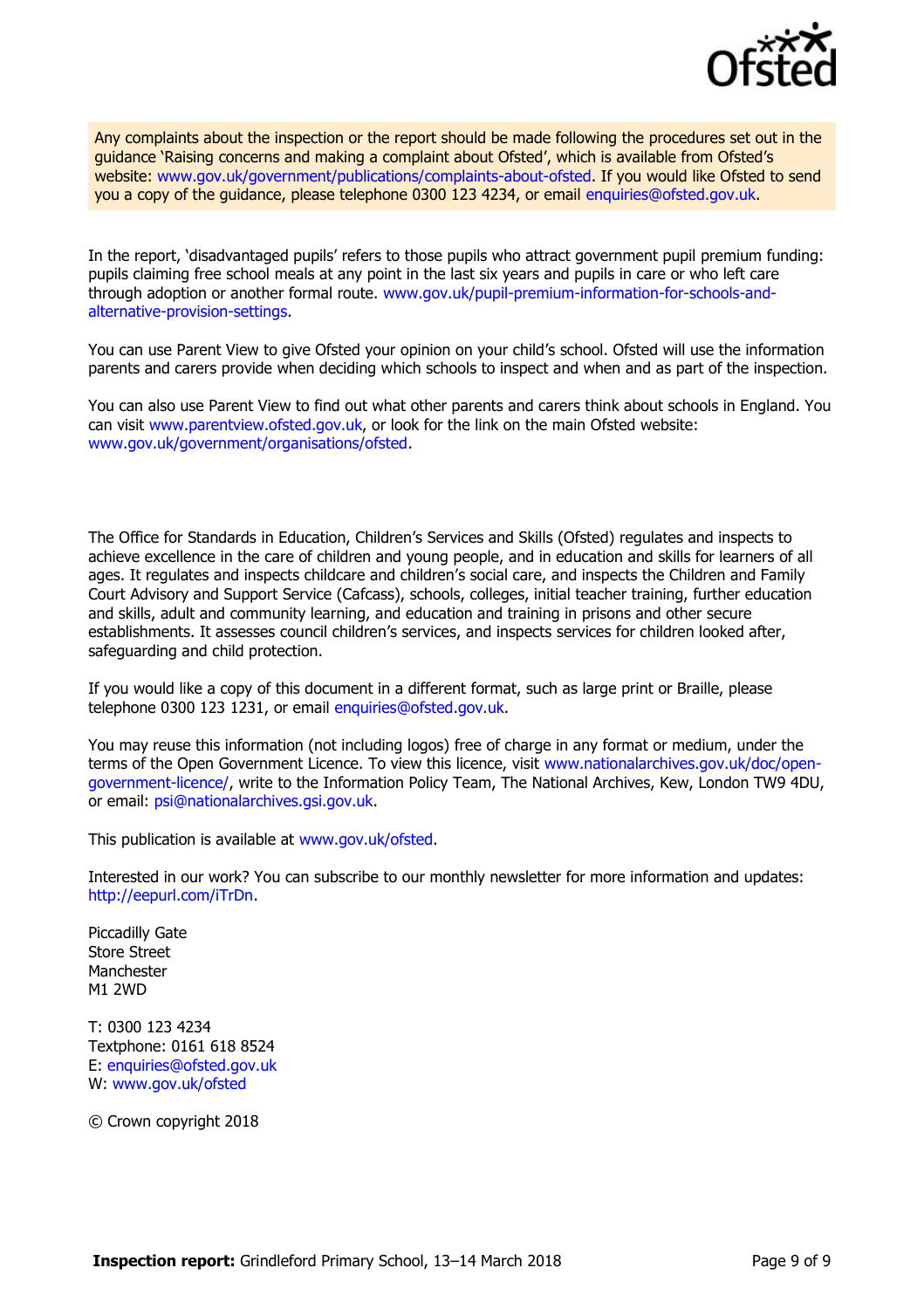Any complaints about the inspection or the report should be made following the procedures set out in the guidance 'Raising concerns and making a complaint about Ofsted', which is available from Ofsted's website: www.gov.uk/government/publications/complaints-about-ofsted. If you would like Ofsted to send you a copy of the guidance, please telephone 0300 123 4234, or email enquiries@ofsted.gov.uk.

In the report, 'disadvantaged pupils' refers to those pupils who attract government pupil premium funding: pupils claiming free school meals at any point in the last six years and pupils in care or who left care through adoption or another formal route. www.gov.uk/pupil-premium-information-for-schools-and-alternative-provision-settings.

You can use Parent View to give Ofsted your opinion on your child's school. Ofsted will use the information parents and carers provide when deciding which schools to inspect and when and as part of the inspection.

You can also use Parent View to find out what other parents and carers think about schools in England. You can visit www.parentview.ofsted.gov.uk, or look for the link on the main Ofsted website: www.gov.uk/government/organisations/ofsted.

The Office for Standards in Education, Children's Services and Skills (Ofsted) regulates and inspects to achieve excellence in the care of children and young people, and in education and skills for learners of all ages. It regulates and inspects childcare and children's social care, and inspects the Children and Family Court Advisory and Support Service (Cafcass), schools, colleges, initial teacher training, further education and skills, adult and community learning, and education and training in prisons and other secure establishments. It assesses council children's services, and inspects services for children looked after, safeguarding and child protection.

If you would like a copy of this document in a different format, such as large print or Braille, please telephone 0300 123 1231, or email enquiries@ofsted.gov.uk.

You may reuse this information (not including logos) free of charge in any format or medium, under the terms of the Open Government Licence. To view this licence, visit www.nationalarchives.gov.uk/doc/open-government-licence/, write to the Information Policy Team, The National Archives, Kew, London TW9 4DU, or email: psi@nationalarchives.gsi.gov.uk.

This publication is available at www.gov.uk/ofsted.

Interested in our work? You can subscribe to our monthly newsletter for more information and updates: http://eepurl.com/iTrDn.

Piccadilly Gate  
Store Street  
Manchester  
M1 2WD

T: 0300 123 4234  
Textphone: 0161 618 8524  
E: enquiries@ofsted.gov.uk  
W: www.gov.uk/ofsted

© Crown copyright 2018